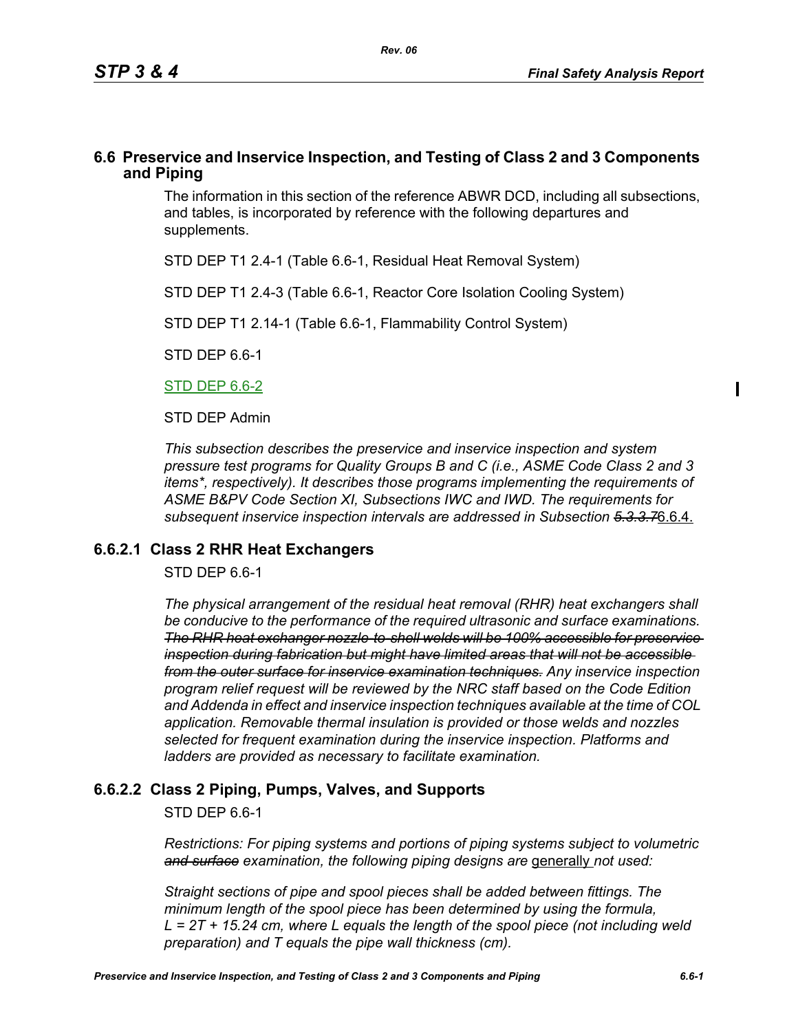## 6.6 Preservice and Inservice Inspection, and Testing of Class 2 and 3 Components and Piping

The information in this section of the reference ABWR DCD, including all subsections, and tables, is incorporated by reference with the following departures and supplements.

STD DEP T1 2.4-1 (Table 6.6-1, Residual Heat Removal System)

STD DEP T1 2.4-3 (Table 6.6-1, Reactor Core Isolation Cooling System)

STD DEP T1 2.14-1 (Table 6.6-1, Flammability Control System)

STD DEP 6.6-1

STD DEP 6.6-2

STD DEP Admin

*This subsection describes the preservice and inservice inspection and system pressure test programs for Quality Groups B and C (i.e., ASME Code Class 2 and 3 items*, respectively). It describes those programs implementing the requirements of ASME B&PV Code Section XI, Subsections IWC and IWD. The requirements for subsequent inservice inspection intervals are addressed in Subsection ~~5.3.3.7~~*6.6.4.

### 6.6.2.1 Class 2 RHR Heat Exchangers

STD DEP 6.6-1

*The physical arrangement of the residual heat removal (RHR) heat exchangers shall be conducive to the performance of the required ultrasonic and surface examinations. ~~The RHR heat exchanger nozzle-to-shell welds will be 100% accessible for preservice inspection during fabrication but might have limited areas that will not be accessible from the outer surface for inservice examination techniques.~~ Any inservice inspection program relief request will be reviewed by the NRC staff based on the Code Edition and Addenda in effect and inservice inspection techniques available at the time of COL application. Removable thermal insulation is provided or those welds and nozzles selected for frequent examination during the inservice inspection. Platforms and ladders are provided as necessary to facilitate examination.*

### 6.6.2.2 Class 2 Piping, Pumps, Valves, and Supports

STD DEP 6.6-1

*Restrictions: For piping systems and portions of piping systems subject to volumetric ~~and surface~~ examination, the following piping designs are* generally *not used:*

*Straight sections of pipe and spool pieces shall be added between fittings. The minimum length of the spool piece has been determined by using the formula, $L = 2T + 15.24$ cm, where L equals the length of the spool piece (not including weld preparation) and T equals the pipe wall thickness (cm).*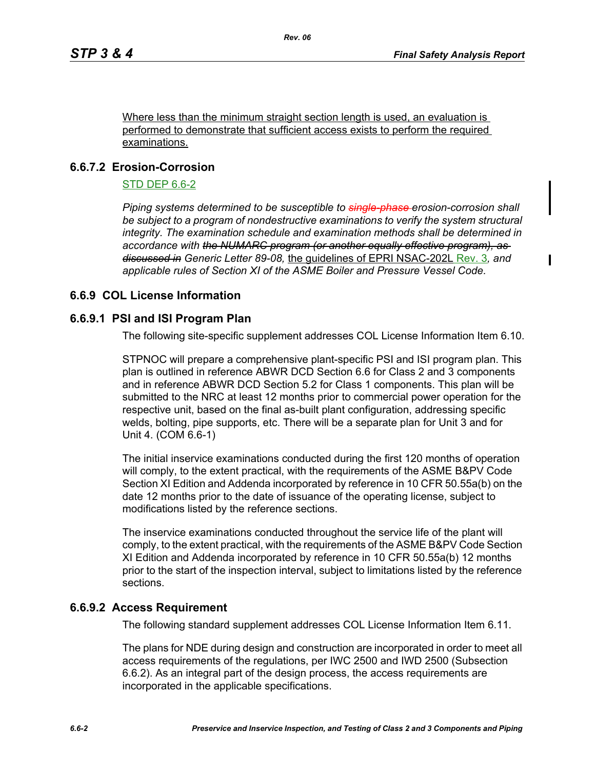Where less than the minimum straight section length is used, an evaluation is performed to demonstrate that sufficient access exists to perform the required examinations.

## 6.6.7.2 Erosion-Corrosion

STD DEP 6.6-2

*Piping systems determined to be susceptible to ~~single-phase~~ erosion-corrosion shall be subject to a program of nondestructive examinations to verify the system structural integrity. The examination schedule and examination methods shall be determined in accordance with ~~the NUMARC program (or another equally effective program), as discussed in~~ Generic Letter 89-08,* the guidelines of EPRI NSAC-202L Rev. 3*, and applicable rules of Section XI of the ASME Boiler and Pressure Vessel Code.*

## 6.6.9 COL License Information

### 6.6.9.1 PSI and ISI Program Plan

The following site-specific supplement addresses COL License Information Item 6.10.

STPNOC will prepare a comprehensive plant-specific PSI and ISI program plan. This plan is outlined in reference ABWR DCD Section 6.6 for Class 2 and 3 components and in reference ABWR DCD Section 5.2 for Class 1 components. This plan will be submitted to the NRC at least 12 months prior to commercial power operation for the respective unit, based on the final as-built plant configuration, addressing specific welds, bolting, pipe supports, etc. There will be a separate plan for Unit 3 and for Unit 4. (COM 6.6-1)

The initial inservice examinations conducted during the first 120 months of operation will comply, to the extent practical, with the requirements of the ASME B&PV Code Section XI Edition and Addenda incorporated by reference in 10 CFR 50.55a(b) on the date 12 months prior to the date of issuance of the operating license, subject to modifications listed by the reference sections.

The inservice examinations conducted throughout the service life of the plant will comply, to the extent practical, with the requirements of the ASME B&PV Code Section XI Edition and Addenda incorporated by reference in 10 CFR 50.55a(b) 12 months prior to the start of the inspection interval, subject to limitations listed by the reference sections.

### 6.6.9.2 Access Requirement

The following standard supplement addresses COL License Information Item 6.11.

The plans for NDE during design and construction are incorporated in order to meet all access requirements of the regulations, per IWC 2500 and IWD 2500 (Subsection 6.6.2). As an integral part of the design process, the access requirements are incorporated in the applicable specifications.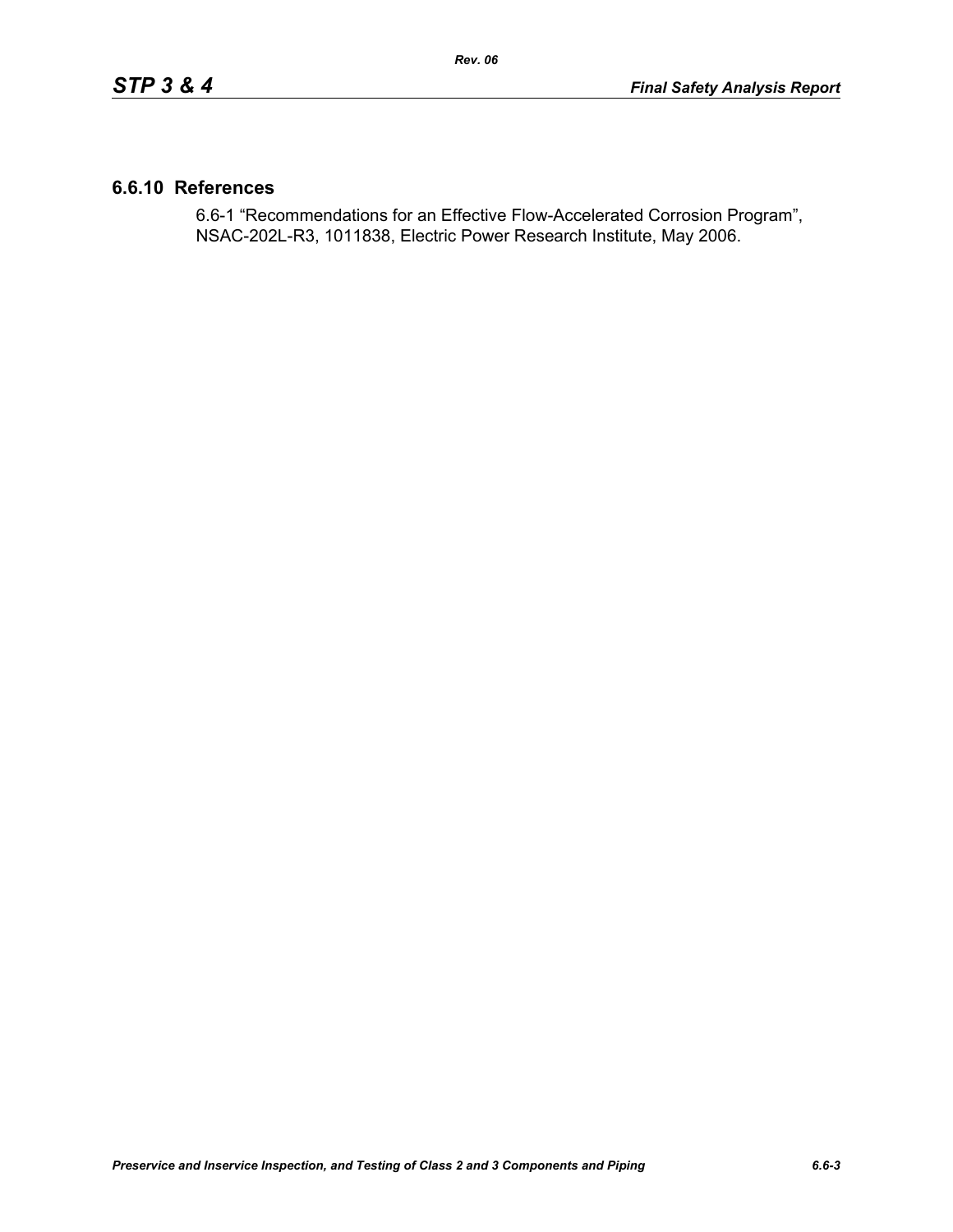## 6.6.10 References

6.6-1 “Recommendations for an Effective Flow-Accelerated Corrosion Program”, NSAC-202L-R3, 1011838, Electric Power Research Institute, May 2006.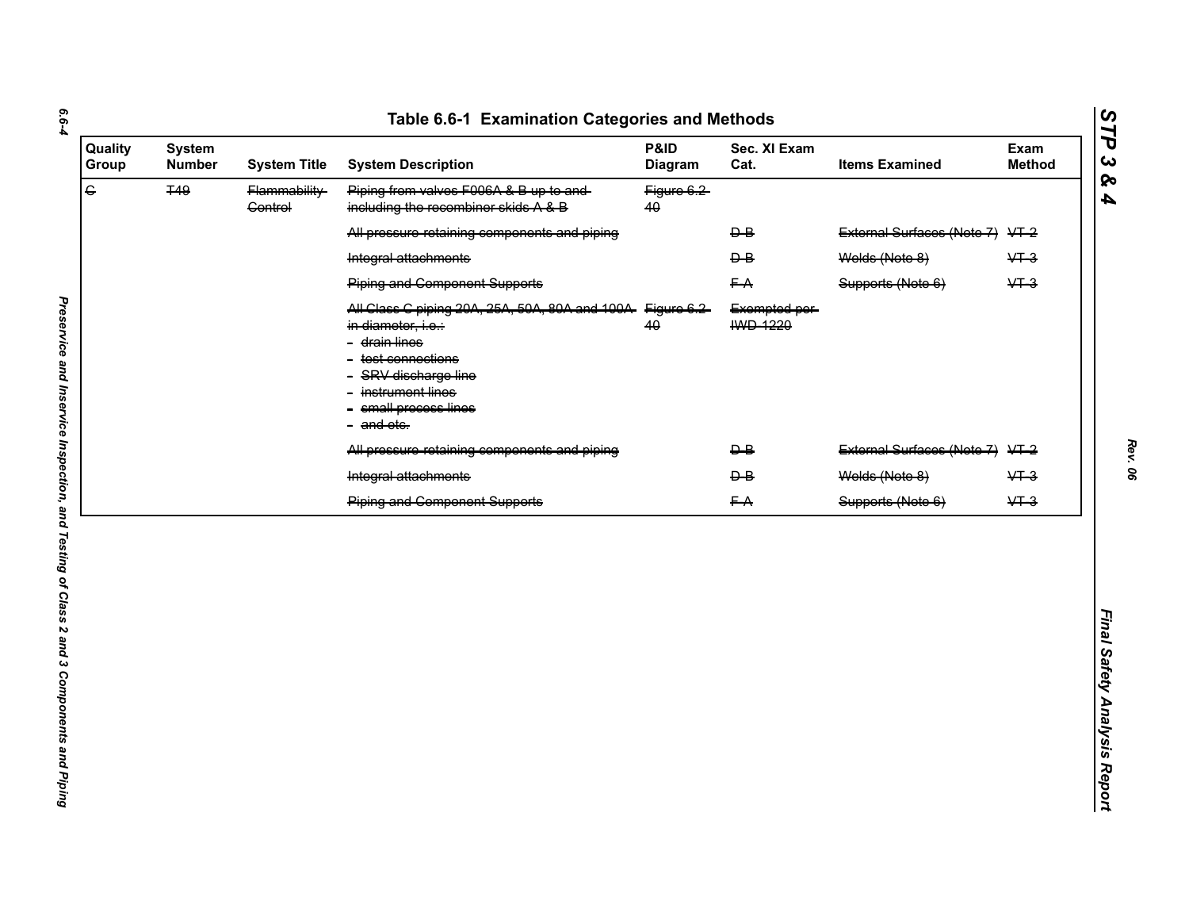## Table 6.6-1 Examination Categories and Methods

| Quality Group | System Number | System Title | System Description | P&ID Diagram | Sec. XI Exam Cat. | Items Examined | Exam Method |
|---|---|---|---|---|---|---|---|
| ~~C~~ | ~~T49~~ | ~~Flammability Control~~ | ~~Piping from valves F006A & B up to and including the recombiner skids A & B~~ | ~~Figure 6.2-40~~ | | | |
| | | | ~~All pressure retaining components and piping~~ | | ~~D-B~~ | ~~External Surfaces (Note 7)~~ | ~~VT-2~~ |
| | | | ~~Integral attachments~~ | | ~~D-B~~ | ~~Welds (Note 8)~~ | ~~VT-3~~ |
| | | | ~~Piping and Component Supports~~ | | ~~F-A~~ | ~~Supports (Note 6)~~ | ~~VT-3~~ |
| | | | ~~All Class C piping 20A, 25A, 50A, 80A and 100A in diameter, i.e.:~~<br>~~- drain lines~~<br>~~- test connections~~<br>~~- SRV discharge line~~<br>~~- instrument lines~~<br>~~- small process lines~~<br>~~- and etc.~~ | ~~Figure 6.2-40~~ | ~~Exempted per IWD-1220~~ | | |
| | | | ~~All pressure retaining components and piping~~ | | ~~D-B~~ | ~~External Surfaces (Note 7)~~ | ~~VT-2~~ |
| | | | ~~Integral attachments~~ | | ~~D-B~~ | ~~Welds (Note 8)~~ | ~~VT-3~~ |
| | | | ~~Piping and Component Supports~~ | | ~~F-A~~ | ~~Supports (Note 6)~~ | ~~VT-3~~ |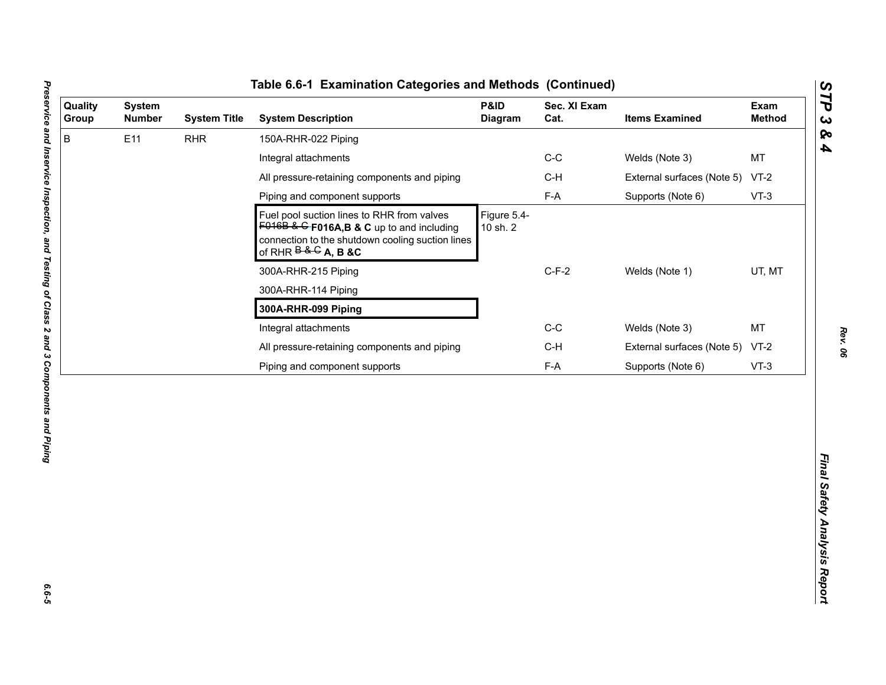## Table 6.6-1 Examination Categories and Methods (Continued)

| Quality Group | System Number | System Title | System Description | P&ID Diagram | Sec. XI Exam Cat. | Items Examined | Exam Method |
|---|---|---|---|---|---|---|---|
| B | E11 | RHR | 150A-RHR-022 Piping | | | | |
| | | | Integral attachments | | C-C | Welds (Note 3) | MT |
| | | | All pressure-retaining components and piping | | C-H | External surfaces (Note 5) | VT-2 |
| | | | Piping and component supports | | F-A | Supports (Note 6) | VT-3 |
| | | | Fuel pool suction lines to RHR from valves ~~F016B & C~~ **F016A,B & C** up to and including connection to the shutdown cooling suction lines of RHR ~~B & C~~ **A, B &C** | Figure 5.4-10 sh. 2 | | | |
| | | | 300A-RHR-215 Piping | | C-F-2 | Welds (Note 1) | UT, MT |
| | | | 300A-RHR-114 Piping | | | | |
| | | | **300A-RHR-099 Piping** | | | | |
| | | | Integral attachments | | C-C | Welds (Note 3) | MT |
| | | | All pressure-retaining components and piping | | C-H | External surfaces (Note 5) | VT-2 |
| | | | Piping and component supports | | F-A | Supports (Note 6) | VT-3 |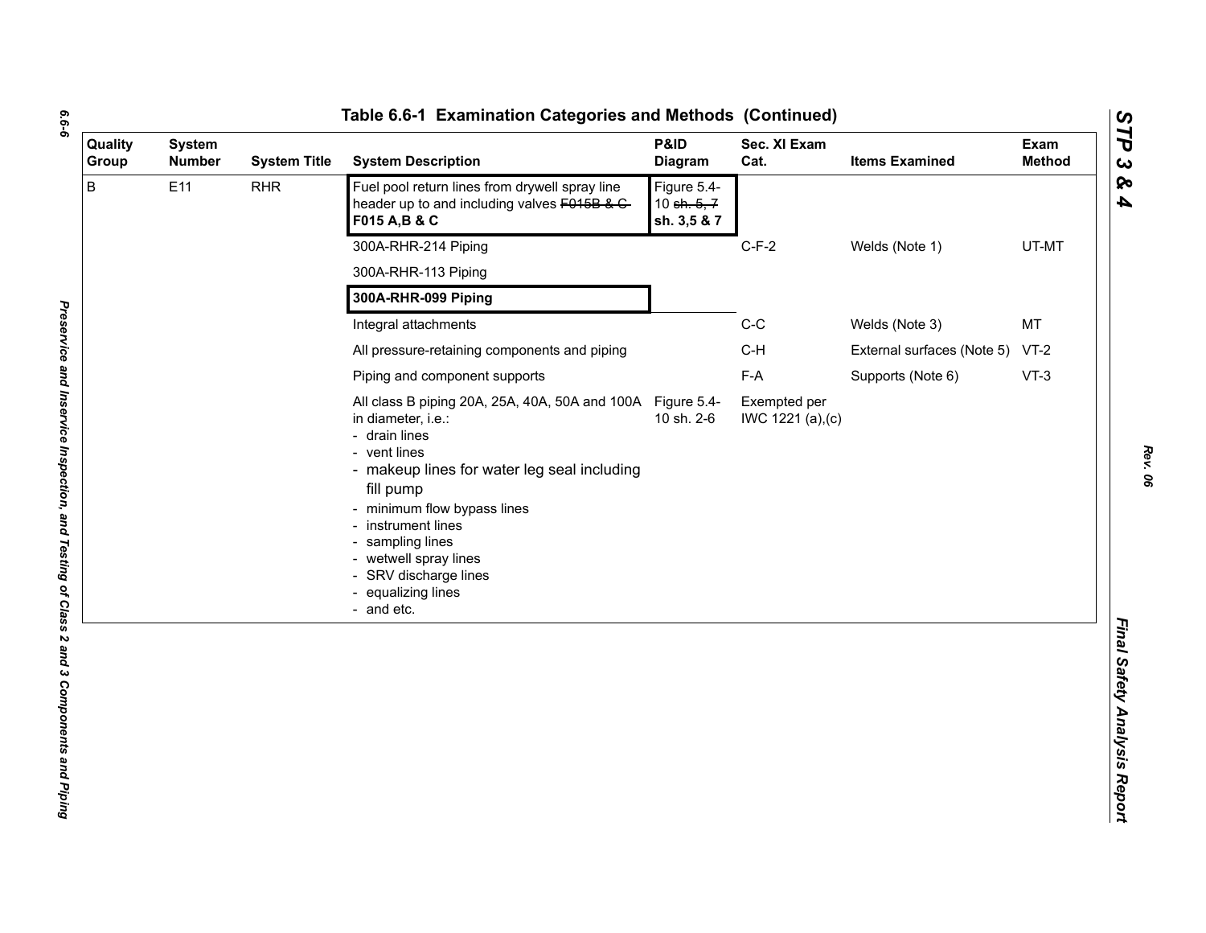## Table 6.6-1 Examination Categories and Methods (Continued)

| Quality Group | System Number | System Title | System Description | P&ID Diagram | Sec. XI Exam Cat. | Items Examined | Exam Method |
|---|---|---|---|---|---|---|---|
| B | E11 | RHR | Fuel pool return lines from drywell spray line header up to and including valves ~~F015B & C~~ **F015 A,B & C** | Figure 5.4-10 ~~sh. 5, 7~~ **sh. 3,5 & 7** | | | |
| | | | 300A-RHR-214 Piping | | C-F-2 | Welds (Note 1) | UT-MT |
| | | | 300A-RHR-113 Piping | | | | |
| | | | **300A-RHR-099 Piping** | | | | |
| | | | Integral attachments | | C-C | Welds (Note 3) | MT |
| | | | All pressure-retaining components and piping | | C-H | External surfaces (Note 5) | VT-2 |
| | | | Piping and component supports | | F-A | Supports (Note 6) | VT-3 |
| | | | All class B piping 20A, 25A, 40A, 50A and 100A in diameter, i.e.:<br>- drain lines<br>- vent lines<br>- makeup lines for water leg seal including fill pump<br>- minimum flow bypass lines<br>- instrument lines<br>- sampling lines<br>- wetwell spray lines<br>- SRV discharge lines<br>- equalizing lines<br>- and etc. | Figure 5.4-10 sh. 2-6 | Exempted per IWC 1221 (a),(c) | | |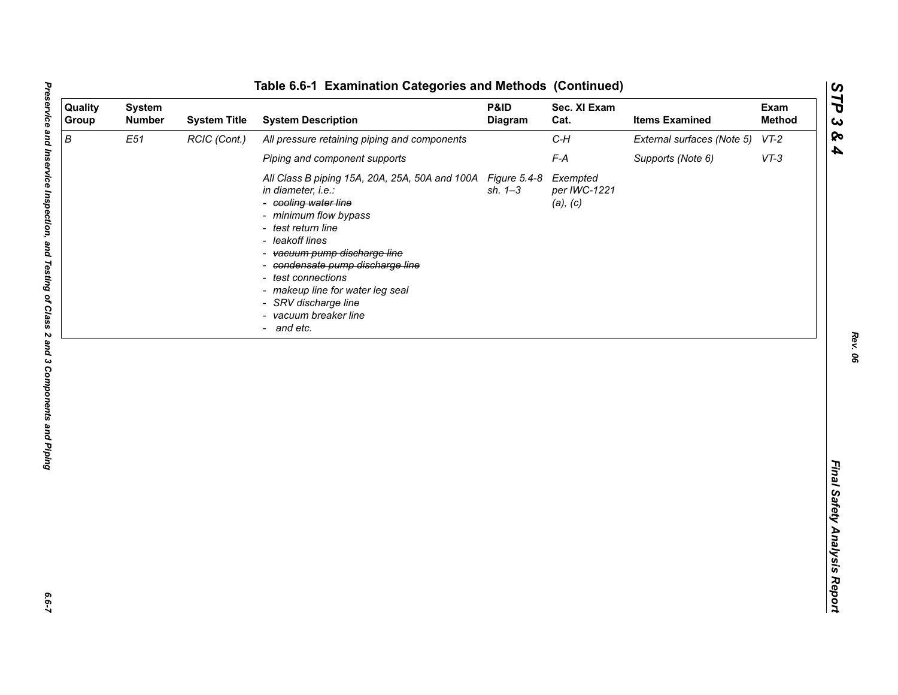## Table 6.6-1 Examination Categories and Methods (Continued)

| Quality Group | System Number | System Title | System Description | P&ID Diagram | Sec. XI Exam Cat. | Items Examined | Exam Method |
|---|---|---|---|---|---|---|---|
| *B* | *E51* | *RCIC (Cont.)* | *All pressure retaining piping and components* | | *C-H* | *External surfaces (Note 5)* | *VT-2* |
| | | | *Piping and component supports* | | *F-A* | *Supports (Note 6)* | *VT-3* |
| | | | *All Class B piping 15A, 20A, 25A, 50A and 100A in diameter, i.e.:*<br>- ~~*cooling water line*~~<br>- *minimum flow bypass*<br>- *test return line*<br>- *leakoff lines*<br>- ~~*vacuum pump discharge line*~~<br>- ~~*condensate pump discharge line*~~<br>- *test connections*<br>- *makeup line for water leg seal*<br>- *SRV discharge line*<br>- *vacuum breaker line*<br>- *and etc.* | *Figure 5.4-8 sh. 1–3* | *Exempted per IWC-1221 (a), (c)* | | |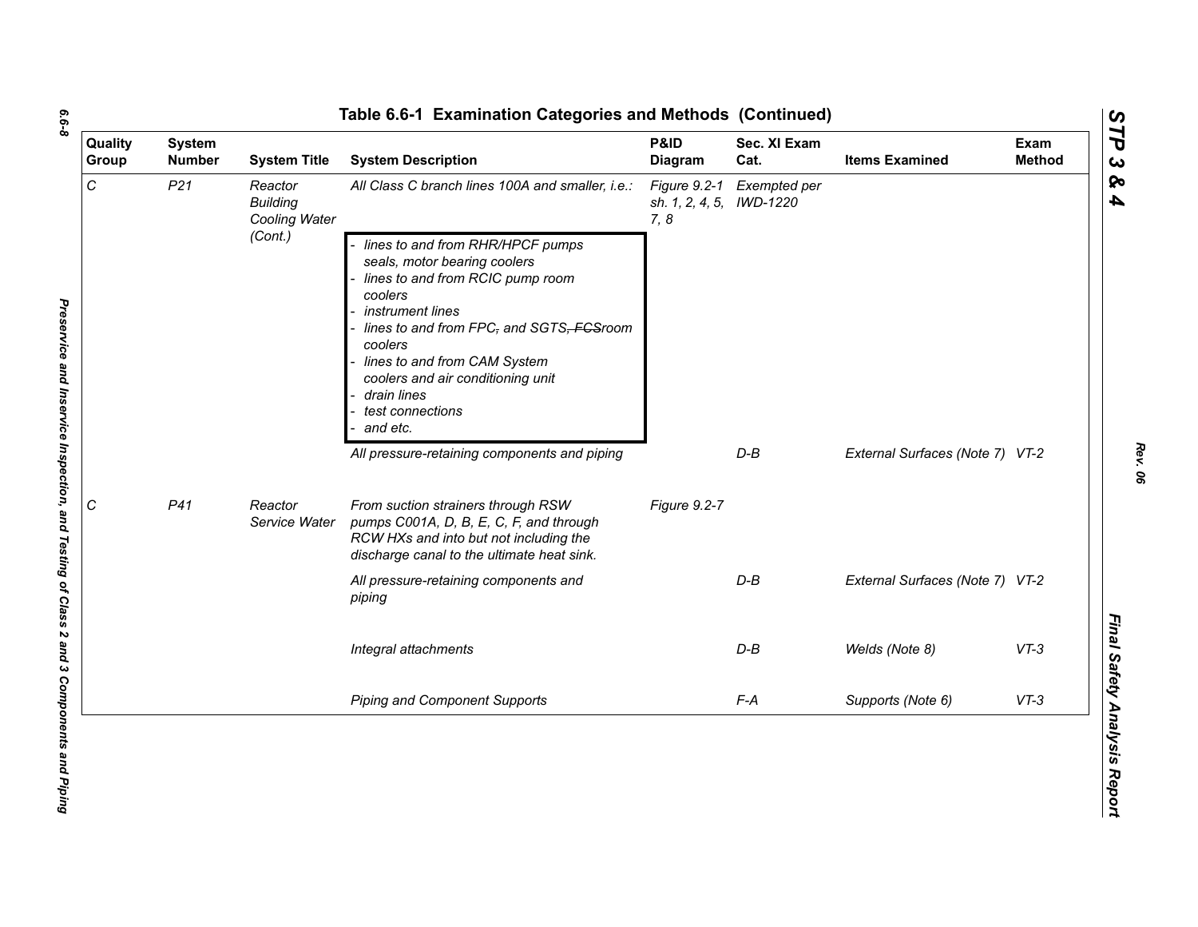# Table 6.6-1 Examination Categories and Methods (Continued)

| Quality Group | System Number | System Title | System Description | P&ID Diagram | Sec. XI Exam Cat. | Items Examined | Exam Method |
|---|---|---|---|---|---|---|---|
| *C* | *P21* | *Reactor Building Cooling Water (Cont.)* | *All Class C branch lines 100A and smaller, i.e.:* | *Figure 9.2-1 sh. 1, 2, 4, 5, 7, 8* | *Exempted per IWD-1220* | | |
| | | | *- lines to and from RHR/HPCF pumps seals, motor bearing coolers<br>- lines to and from RCIC pump room coolers<br>- instrument lines<br>- lines to and from FPC, and SGTS, ~~FCS~~ room coolers<br>- lines to and from CAM System coolers and air conditioning unit<br>- drain lines<br>- test connections<br>- and etc.* | | | | |
| | | | *All pressure-retaining components and piping* | | *D-B* | *External Surfaces (Note 7)* | *VT-2* |
| *C* | *P41* | *Reactor Service Water* | *From suction strainers through RSW pumps C001A, D, B, E, C, F, and through RCW HXs and into but not including the discharge canal to the ultimate heat sink.* | *Figure 9.2-7* | | | |
| | | | *All pressure-retaining components and piping* | | *D-B* | *External Surfaces (Note 7)* | *VT-2* |
| | | | *Integral attachments* | | *D-B* | *Welds (Note 8)* | *VT-3* |
| | | | *Piping and Component Supports* | | *F-A* | *Supports (Note 6)* | *VT-3* |